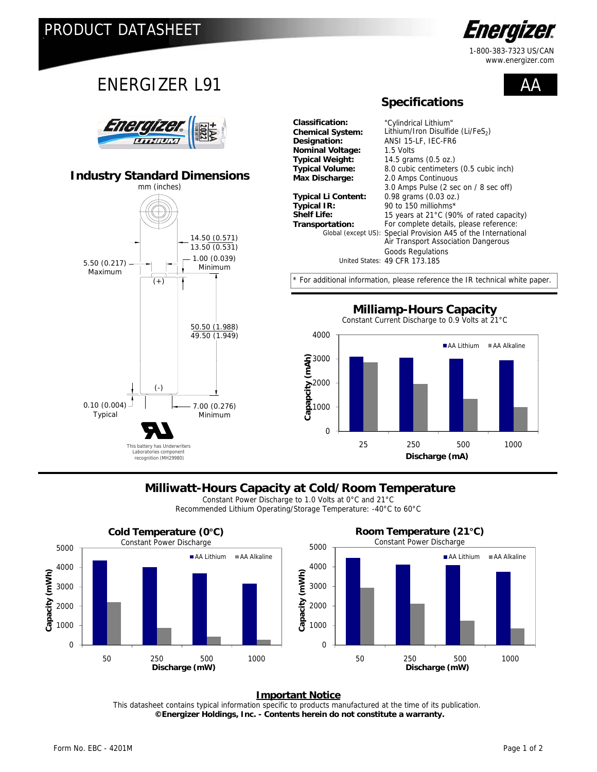# PRODUCT DATASHEET

Energizer

1-800-383-7323 US/CAN
www.energizer.com

# ENERGIZER L91

**AA**

## Industry Standard Dimensions

mm (inches)

14.50 (0.571)
13.50 (0.531)

5.50 (0.217) Maximum

1.00 (0.039) Minimum

(+)

50.50 (1.988)
49.50 (1.949)

(-)

0.10 (0.004) Typical

7.00 (0.276) Minimum

This battery has Underwriters Laboratories component recognition (MH29980)

## Specifications

| | |
|---|---|
| **Classification:** | "Cylindrical Lithium" |
| **Chemical System:** | Lithium/Iron Disulfide ($Li/FeS_2$) |
| **Designation:** | ANSI 15-LF, IEC-FR6 |
| **Nominal Voltage:** | 1.5 Volts |
| **Typical Weight:** | 14.5 grams (0.5 oz.) |
| **Typical Volume:** | 8.0 cubic centimeters (0.5 cubic inch) |
| **Max Discharge:** | 2.0 Amps Continuous<br>3.0 Amps Pulse (2 sec on / 8 sec off) |
| **Typical Li Content:** | 0.98 grams (0.03 oz.) |
| **Typical IR:** | 90 to 150 milliohms* |
| **Shelf Life:** | 15 years at 21°C (90% of rated capacity) |
| **Transportation:** | For complete details, please reference: |
| Global (except US): | Special Provision A45 of the International Air Transport Association Dangerous Goods Regulations |
| United States: | 49 CFR 173.185 |

* For additional information, please reference the IR technical white paper.

## Milliamp-Hours Capacity

Constant Current Discharge to 0.9 Volts at 21°C

| Discharge (mA) | AA Lithium | AA Alkaline |
|---|---|---|
| 25 | ~3100 | ~2850 |
| 250 | ~3050 | ~1950 |
| 500 | ~3000 | ~1350 |
| 1000 | ~2950 | ~1000 |

Capacity (mAh) vs. Discharge (mA)

## Milliwatt-Hours Capacity at Cold/Room Temperature

Constant Power Discharge to 1.0 Volts at 0°C and 21°C

Recommended Lithium Operating/Storage Temperature: -40°C to 60°C

### Cold Temperature (0°C)

Constant Power Discharge

| Discharge (mW) | AA Lithium | AA Alkaline |
|---|---|---|
| 50 | ~4350 | ~2200 |
| 250 | ~4000 | ~880 |
| 500 | ~3700 | ~420 |
| 1000 | ~3150 | ~250 |

Capacity (mWh) vs. Discharge (mW)

### Room Temperature (21°C)

Constant Power Discharge

| Discharge (mW) | AA Lithium | AA Alkaline |
|---|---|---|
| 50 | ~4450 | ~2950 |
| 250 | ~4100 | ~2100 |
| 500 | ~4100 | ~1250 |
| 1000 | ~3750 | ~850 |

Capacity (mWh) vs. Discharge (mW)

**Important Notice**

This datasheet contains typical information specific to products manufactured at the time of its publication.

**©Energizer Holdings, Inc. - Contents herein do not constitute a warranty.**

Form No. EBC - 4201M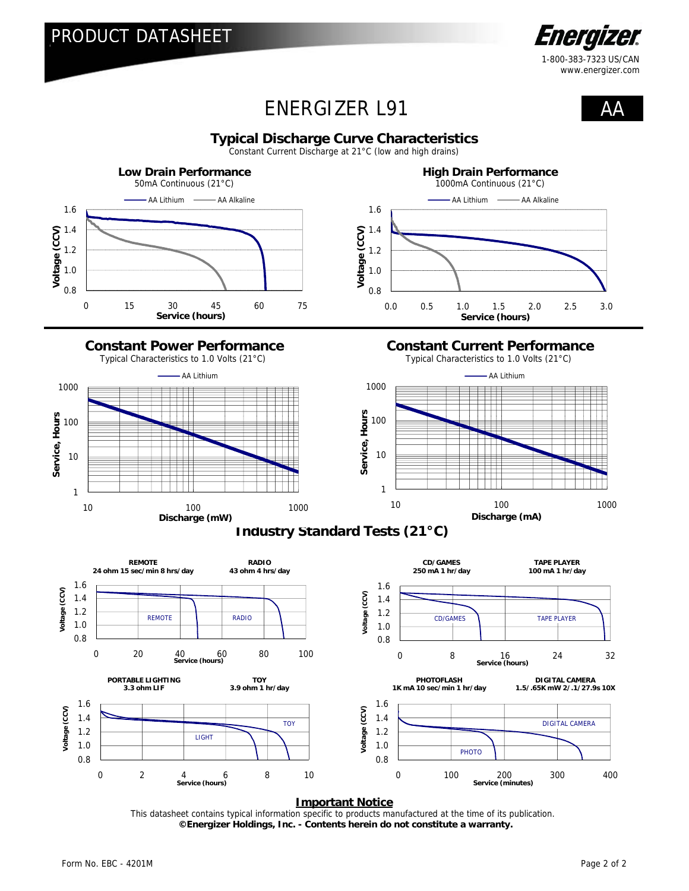PRODUCT DATASHEET

Energizer

1-800-383-7323 US/CAN
www.energizer.com

# ENERGIZER L91

AA

## Typical Discharge Curve Characteristics

Constant Current Discharge at 21°C (low and high drains)

### Low Drain Performance

50mA Continuous (21°C)

AA Lithium
AA Alkaline

Voltage (CCV)
1.6
1.4
1.2
1.0
0.8

0
15
30
45
60
75
Service (hours)

### High Drain Performance

1000mA Continuous (21°C)

AA Lithium
AA Alkaline

Voltage (CCV)
1.6
1.4
1.2
1.0
0.8

0.0
0.5
1.0
1.5
2.0
2.5
3.0
Service (hours)

### Constant Power Performance

Typical Characteristics to 1.0 Volts (21°C)

AA Lithium

Service, Hours
1000
100
10
1

10
100
1000
Discharge (mW)

### Constant Current Performance

Typical Characteristics to 1.0 Volts (21°C)

AA Lithium

Service, Hours
1000
100
10
1

10
100
1000
Discharge (mA)

## Industry Standard Tests (21°C)

**REMOTE**
**24 ohm 15 sec/min 8 hrs/day**

**RADIO**
**43 ohm 4 hrs/day**

Voltage (CCV)
1.6
1.4
1.2
1.0
0.8

REMOTE
RADIO

0
20
40
60
80
100
Service (hours)

**CD/GAMES**
**250 mA 1 hr/day**

**TAPE PLAYER**
**100 mA 1 hr/day**

Voltage (CCV)
1.6
1.4
1.2
1.0
0.8

CD/GAMES
TAPE PLAYER

0
8
16
24
32
Service (hours)

**PORTABLE LIGHTING**
**3.3 ohm LIF**

**TOY**
**3.9 ohm 1 hr/day**

Voltage (CCV)
1.6
1.4
1.2
1.0
0.8

TOY
LIGHT

0
2
4
6
8
10
Service (hours)

**PHOTOFLASH**
**1K mA 10 sec/min 1 hr/day**

**DIGITAL CAMERA**
**1.5/.65K mW 2/.1/27.9s 10X**

Voltage (CCV)
1.6
1.4
1.2
1.0
0.8

DIGITAL CAMERA
PHOTO

0
100
200
300
400
Service (minutes)

### Important Notice

This datasheet contains typical information specific to products manufactured at the time of its publication.
**©Energizer Holdings, Inc. - Contents herein do not constitute a warranty.**

Form No. EBC - 4201M